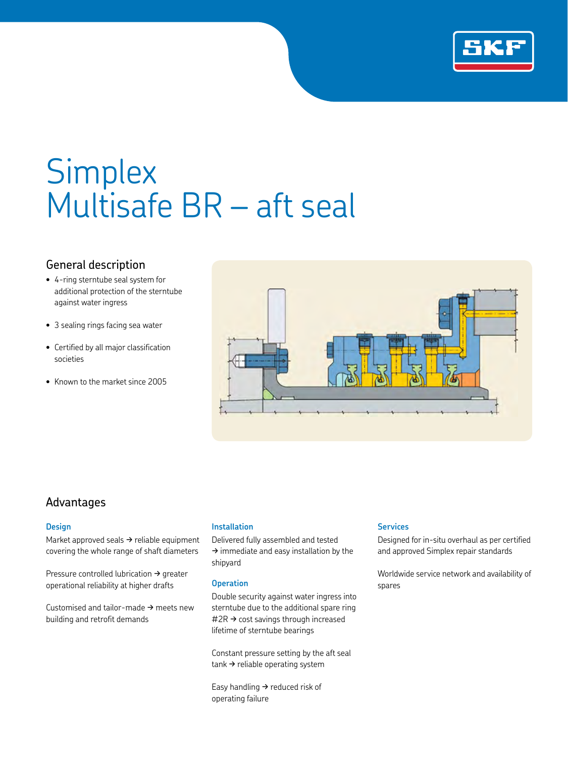# Simplex Multisafe BR – aft seal

## General description

- 4-ring sterntube seal system for additional protection of the sterntube against water ingress
- 3 sealing rings facing sea water
- Certified by all major classification societies
- Known to the market since 2005

## Advantages

### Design

Market approved seals → reliable equipment covering the whole range of shaft diameters

Pressure controlled lubrication → greater operational reliability at higher drafts

Customised and tailor-made → meets new building and retrofit demands

### Installation

Delivered fully assembled and tested → immediate and easy installation by the shipyard

### Operation

Double security against water ingress into sterntube due to the additional spare ring #2R → cost savings through increased lifetime of sterntube bearings

Constant pressure setting by the aft seal tank → reliable operating system

Easy handling → reduced risk of operating failure

### Services

Designed for in-situ overhaul as per certified and approved Simplex repair standards

Worldwide service network and availability of spares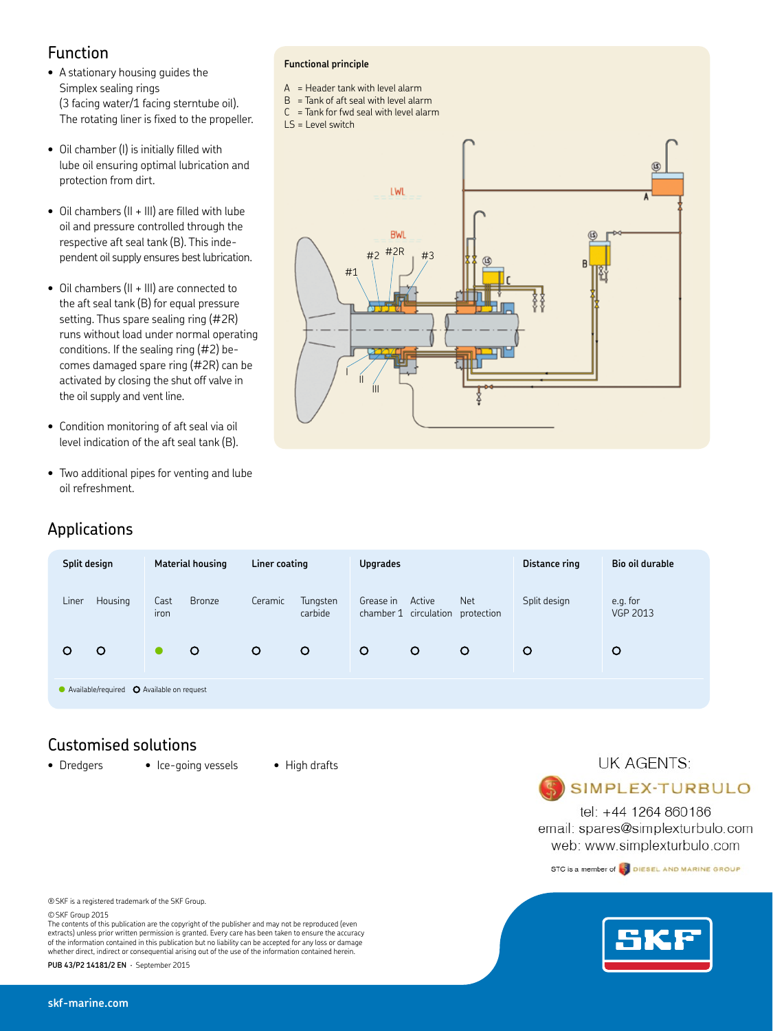## Function

- A stationary housing guides the Simplex sealing rings (3 facing water/1 facing sterntube oil). The rotating liner is fixed to the propeller.
- Oil chamber (I) is initially filled with lube oil ensuring optimal lubrication and protection from dirt.
- Oil chambers (II + III) are filled with lube oil and pressure controlled through the respective aft seal tank (B). This independent oil supply ensures best lubrication.
- Oil chambers (II + III) are connected to the aft seal tank (B) for equal pressure setting. Thus spare sealing ring (#2R) runs without load under normal operating conditions. If the sealing ring (#2) becomes damaged spare ring (#2R) can be activated by closing the shut off valve in the oil supply and vent line.
- Condition monitoring of aft seal via oil level indication of the aft seal tank (B).
- Two additional pipes for venting and lube oil refreshment.

**Functional principle**

A = Header tank with level alarm
B = Tank of aft seal with level alarm
C = Tank for fwd seal with level alarm
LS = Level switch

LWL
BWL
#1
#2
#2R
#3
I
II
III
A
B
C
LS

## Applications

| Split design | | Material housing | | Liner coating | | Upgrades | | | Distance ring | Bio oil durable |
|---|---|---|---|---|---|---|---|---|---|---|
| Liner | Housing | Cast iron | Bronze | Ceramic | Tungsten carbide | Grease in chamber 1 | Active circulation | Net protection | Split design | e.g. for VGP 2013 |
| ○ | ○ | ● | ○ | ○ | ○ | ○ | ○ | ○ | ○ | ○ |

● Available/required ○ Available on request

## Customised solutions

- Dredgers
- Ice-going vessels
- High drafts

UK AGENTS:
SIMPLEX-TURBULO
tel: +44 1264 860186
email: spares@simplexturbulo.com
web: www.simplexturbulo.com

STC is a member of DIESEL AND MARINE GROUP

® SKF is a registered trademark of the SKF Group.

© SKF Group 2015
The contents of this publication are the copyright of the publisher and may not be reproduced (even extracts) unless prior written permission is granted. Every care has been taken to ensure the accuracy of the information contained in this publication but no liability can be accepted for any loss or damage whether direct, indirect or consequential arising out of the use of the information contained herein.

**PUB 43/P2 14181/2 EN** · September 2015

SKF

**skf-marine.com**